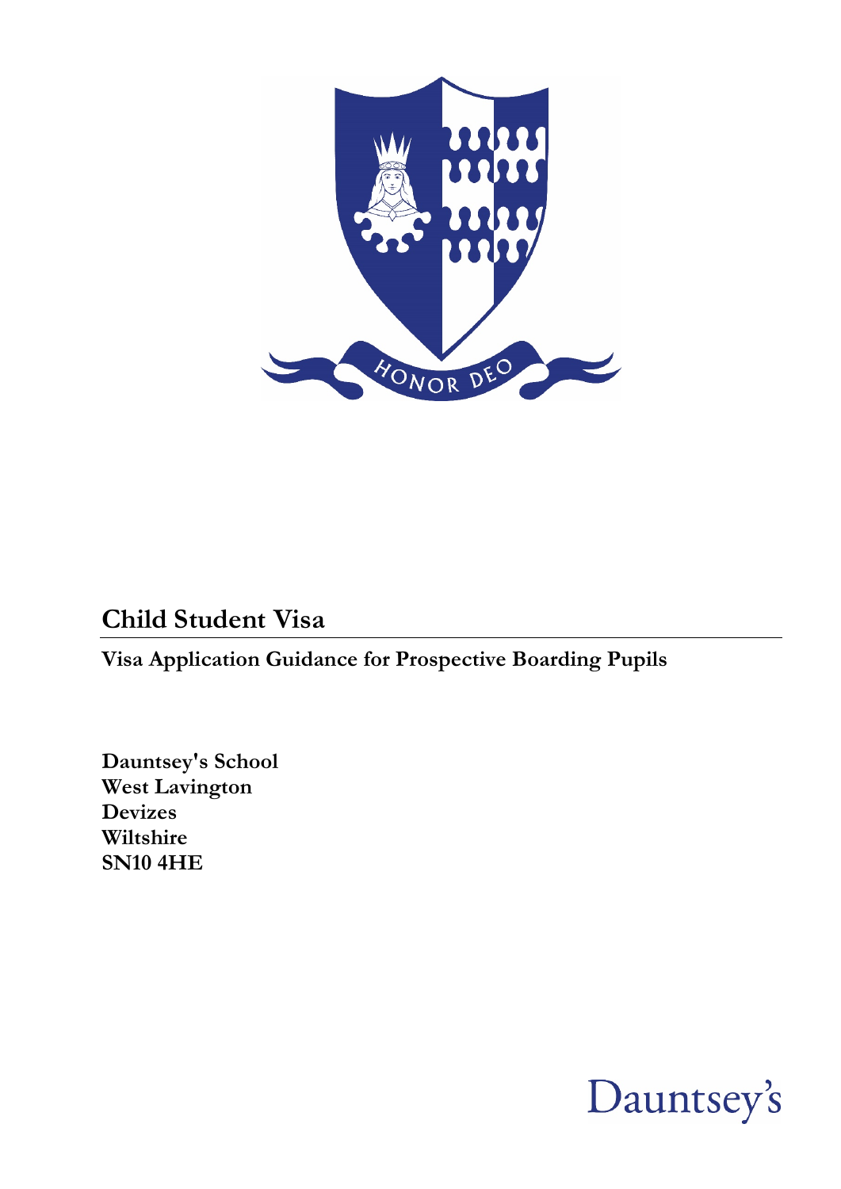# Child Student Visa

**Visa Application Guidance for Prospective Boarding Pupils**

**Dauntsey's School**
**West Lavington**
**Devizes**
**Wiltshire**
**SN10 4HE**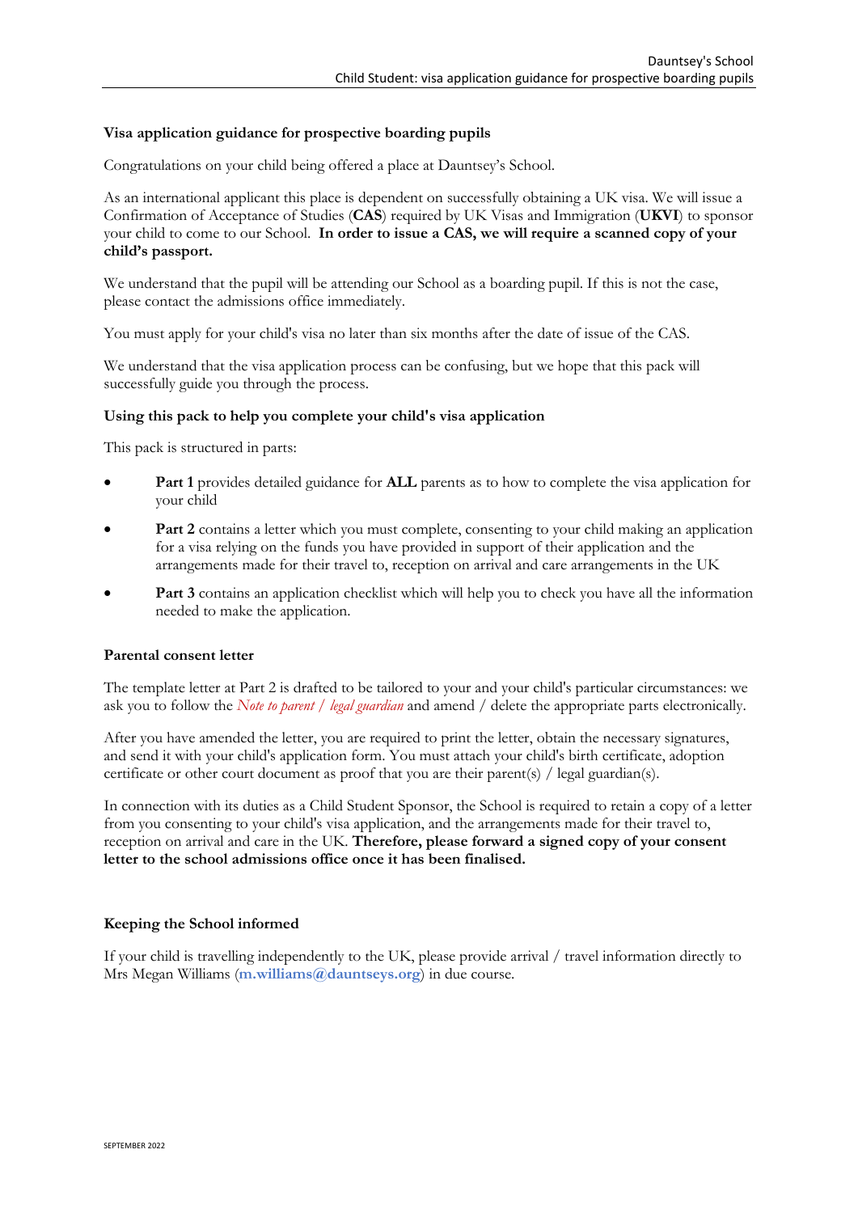## Visa application guidance for prospective boarding pupils

Congratulations on your child being offered a place at Dauntsey's School.

As an international applicant this place is dependent on successfully obtaining a UK visa. We will issue a Confirmation of Acceptance of Studies (**CAS**) required by UK Visas and Immigration (**UKVI**) to sponsor your child to come to our School. **In order to issue a CAS, we will require a scanned copy of your child's passport.**

We understand that the pupil will be attending our School as a boarding pupil. If this is not the case, please contact the admissions office immediately.

You must apply for your child's visa no later than six months after the date of issue of the CAS.

We understand that the visa application process can be confusing, but we hope that this pack will successfully guide you through the process.

### Using this pack to help you complete your child's visa application

This pack is structured in parts:

- **Part 1** provides detailed guidance for **ALL** parents as to how to complete the visa application for your child
- **Part 2** contains a letter which you must complete, consenting to your child making an application for a visa relying on the funds you have provided in support of their application and the arrangements made for their travel to, reception on arrival and care arrangements in the UK
- **Part 3** contains an application checklist which will help you to check you have all the information needed to make the application.

### Parental consent letter

The template letter at Part 2 is drafted to be tailored to your and your child's particular circumstances: we ask you to follow the *Note to parent / legal guardian* and amend / delete the appropriate parts electronically.

After you have amended the letter, you are required to print the letter, obtain the necessary signatures, and send it with your child's application form. You must attach your child's birth certificate, adoption certificate or other court document as proof that you are their parent(s) / legal guardian(s).

In connection with its duties as a Child Student Sponsor, the School is required to retain a copy of a letter from you consenting to your child's visa application, and the arrangements made for their travel to, reception on arrival and care in the UK. **Therefore, please forward a signed copy of your consent letter to the school admissions office once it has been finalised.**

### Keeping the School informed

If your child is travelling independently to the UK, please provide arrival / travel information directly to Mrs Megan Williams (**m.williams@dauntseys.org**) in due course.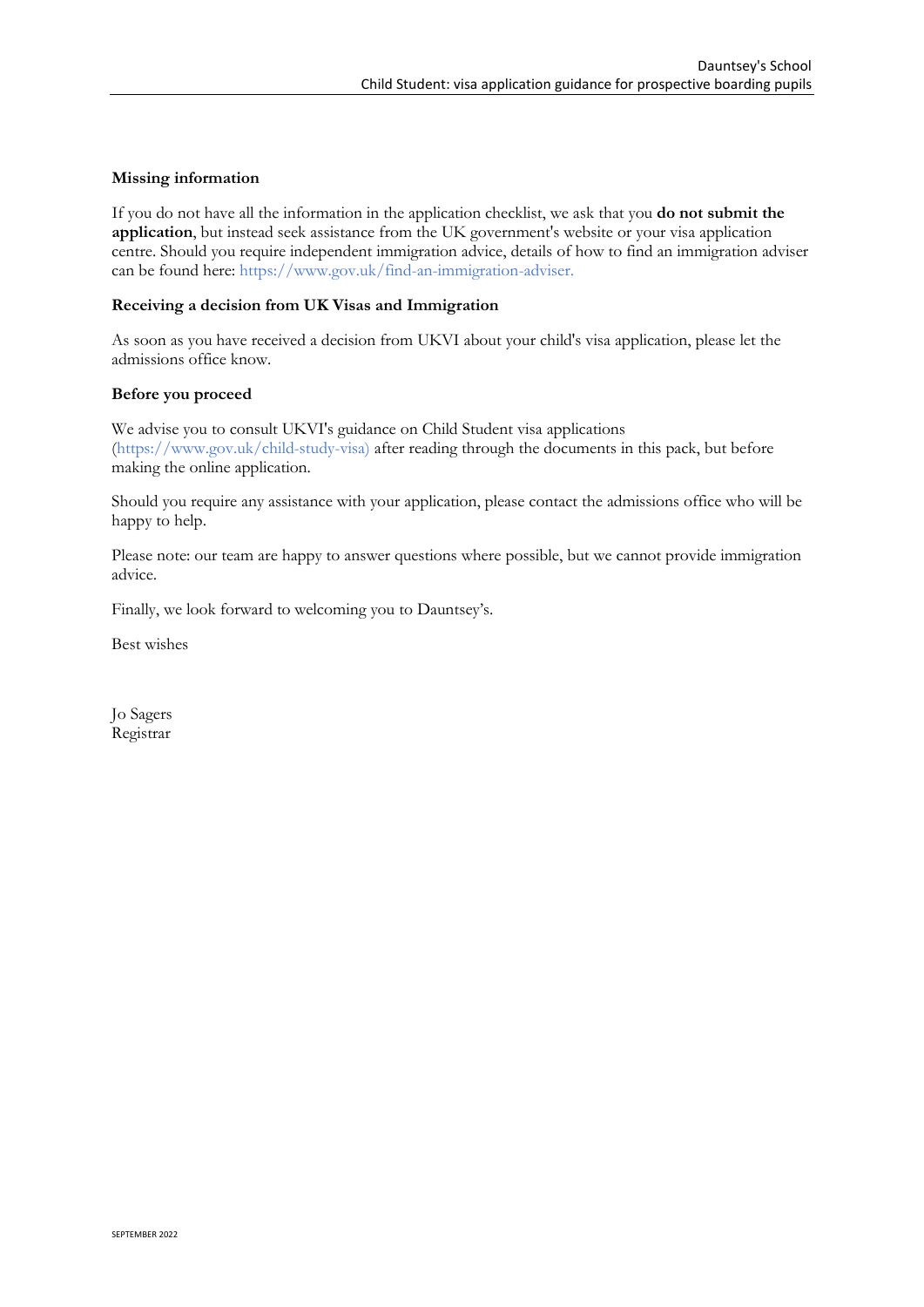**Missing information**

If you do not have all the information in the application checklist, we ask that you **do not submit the application**, but instead seek assistance from the UK government's website or your visa application centre. Should you require independent immigration advice, details of how to find an immigration adviser can be found here: https://www.gov.uk/find-an-immigration-adviser.

**Receiving a decision from UK Visas and Immigration**

As soon as you have received a decision from UKVI about your child's visa application, please let the admissions office know.

**Before you proceed**

We advise you to consult UKVI's guidance on Child Student visa applications (https://www.gov.uk/child-study-visa) after reading through the documents in this pack, but before making the online application.

Should you require any assistance with your application, please contact the admissions office who will be happy to help.

Please note: our team are happy to answer questions where possible, but we cannot provide immigration advice.

Finally, we look forward to welcoming you to Dauntsey's.

Best wishes

Jo Sagers
Registrar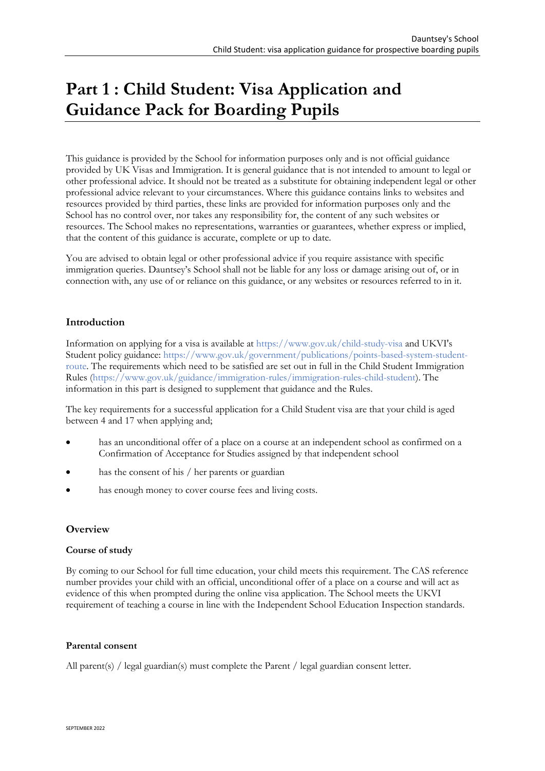# Part 1 : Child Student: Visa Application and Guidance Pack for Boarding Pupils

This guidance is provided by the School for information purposes only and is not official guidance provided by UK Visas and Immigration. It is general guidance that is not intended to amount to legal or other professional advice. It should not be treated as a substitute for obtaining independent legal or other professional advice relevant to your circumstances. Where this guidance contains links to websites and resources provided by third parties, these links are provided for information purposes only and the School has no control over, nor takes any responsibility for, the content of any such websites or resources. The School makes no representations, warranties or guarantees, whether express or implied, that the content of this guidance is accurate, complete or up to date.

You are advised to obtain legal or other professional advice if you require assistance with specific immigration queries. Dauntsey's School shall not be liable for any loss or damage arising out of, or in connection with, any use of or reliance on this guidance, or any websites or resources referred to in it.

### Introduction

Information on applying for a visa is available at https://www.gov.uk/child-study-visa and UKVI's Student policy guidance: https://www.gov.uk/government/publications/points-based-system-student-route. The requirements which need to be satisfied are set out in full in the Child Student Immigration Rules (https://www.gov.uk/guidance/immigration-rules/immigration-rules-child-student). The information in this part is designed to supplement that guidance and the Rules.

The key requirements for a successful application for a Child Student visa are that your child is aged between 4 and 17 when applying and;

- has an unconditional offer of a place on a course at an independent school as confirmed on a Confirmation of Acceptance for Studies assigned by that independent school
- has the consent of his / her parents or guardian
- has enough money to cover course fees and living costs.

### Overview

**Course of study**

By coming to our School for full time education, your child meets this requirement. The CAS reference number provides your child with an official, unconditional offer of a place on a course and will act as evidence of this when prompted during the online visa application. The School meets the UKVI requirement of teaching a course in line with the Independent School Education Inspection standards.

**Parental consent**

All parent(s) / legal guardian(s) must complete the Parent / legal guardian consent letter.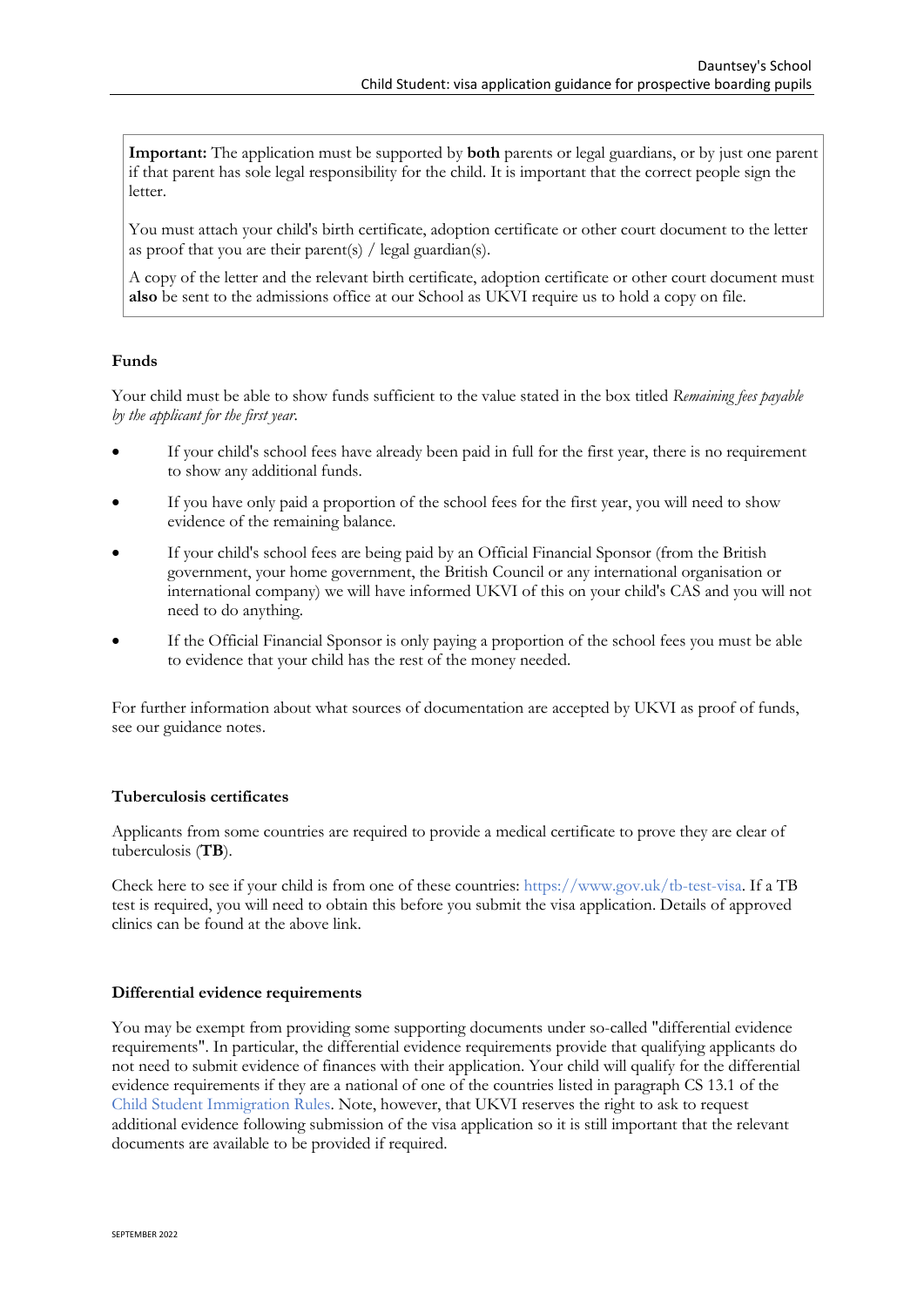**Important:** The application must be supported by **both** parents or legal guardians, or by just one parent if that parent has sole legal responsibility for the child. It is important that the correct people sign the letter.

You must attach your child's birth certificate, adoption certificate or other court document to the letter as proof that you are their parent(s) / legal guardian(s).

A copy of the letter and the relevant birth certificate, adoption certificate or other court document must **also** be sent to the admissions office at our School as UKVI require us to hold a copy on file.

### Funds

Your child must be able to show funds sufficient to the value stated in the box titled *Remaining fees payable by the applicant for the first year.*

- If your child's school fees have already been paid in full for the first year, there is no requirement to show any additional funds.
- If you have only paid a proportion of the school fees for the first year, you will need to show evidence of the remaining balance.
- If your child's school fees are being paid by an Official Financial Sponsor (from the British government, your home government, the British Council or any international organisation or international company) we will have informed UKVI of this on your child's CAS and you will not need to do anything.
- If the Official Financial Sponsor is only paying a proportion of the school fees you must be able to evidence that your child has the rest of the money needed.

For further information about what sources of documentation are accepted by UKVI as proof of funds, see our guidance notes.

### Tuberculosis certificates

Applicants from some countries are required to provide a medical certificate to prove they are clear of tuberculosis (**TB**).

Check here to see if your child is from one of these countries: https://www.gov.uk/tb-test-visa. If a TB test is required, you will need to obtain this before you submit the visa application. Details of approved clinics can be found at the above link.

### Differential evidence requirements

You may be exempt from providing some supporting documents under so-called "differential evidence requirements". In particular, the differential evidence requirements provide that qualifying applicants do not need to submit evidence of finances with their application. Your child will qualify for the differential evidence requirements if they are a national of one of the countries listed in paragraph CS 13.1 of the Child Student Immigration Rules. Note, however, that UKVI reserves the right to ask to request additional evidence following submission of the visa application so it is still important that the relevant documents are available to be provided if required.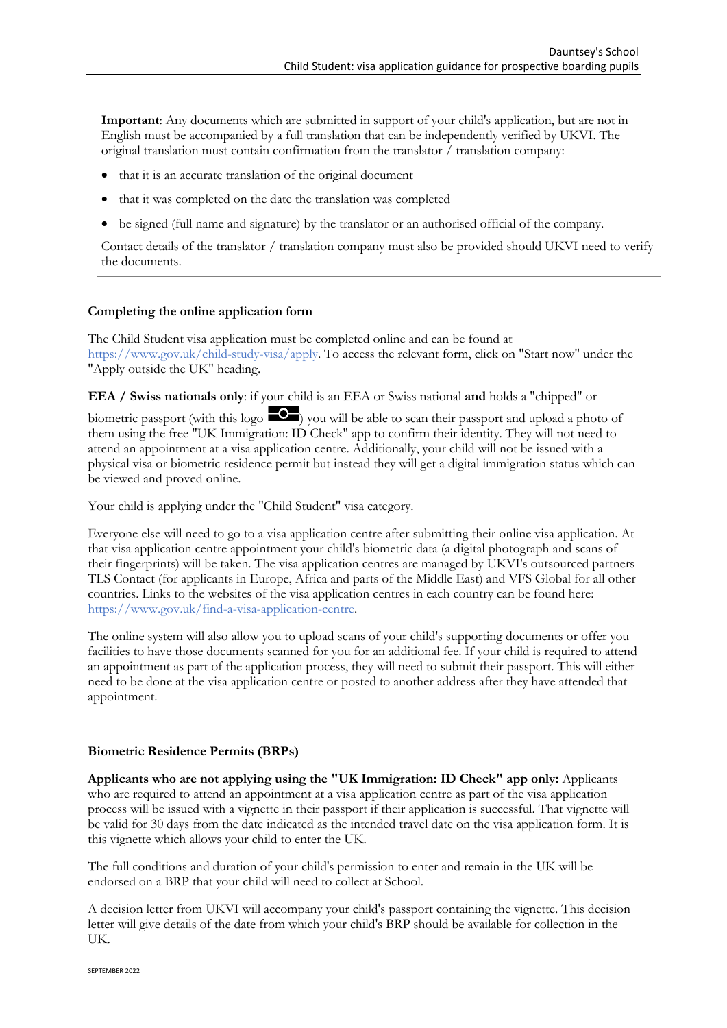**Important**: Any documents which are submitted in support of your child's application, but are not in English must be accompanied by a full translation that can be independently verified by UKVI. The original translation must contain confirmation from the translator / translation company:

- that it is an accurate translation of the original document
- that it was completed on the date the translation was completed
- be signed (full name and signature) by the translator or an authorised official of the company.

Contact details of the translator / translation company must also be provided should UKVI need to verify the documents.

### Completing the online application form

The Child Student visa application must be completed online and can be found at https://www.gov.uk/child-study-visa/apply. To access the relevant form, click on "Start now" under the "Apply outside the UK" heading.

**EEA / Swiss nationals only**: if your child is an EEA or Swiss national **and** holds a "chipped" or biometric passport (with this logo) you will be able to scan their passport and upload a photo of them using the free "UK Immigration: ID Check" app to confirm their identity. They will not need to attend an appointment at a visa application centre. Additionally, your child will not be issued with a physical visa or biometric residence permit but instead they will get a digital immigration status which can be viewed and proved online.

Your child is applying under the "Child Student" visa category.

Everyone else will need to go to a visa application centre after submitting their online visa application. At that visa application centre appointment your child's biometric data (a digital photograph and scans of their fingerprints) will be taken. The visa application centres are managed by UKVI's outsourced partners TLS Contact (for applicants in Europe, Africa and parts of the Middle East) and VFS Global for all other countries. Links to the websites of the visa application centres in each country can be found here: https://www.gov.uk/find-a-visa-application-centre.

The online system will also allow you to upload scans of your child's supporting documents or offer you facilities to have those documents scanned for you for an additional fee. If your child is required to attend an appointment as part of the application process, they will need to submit their passport. This will either need to be done at the visa application centre or posted to another address after they have attended that appointment.

### Biometric Residence Permits (BRPs)

**Applicants who are not applying using the "UK Immigration: ID Check" app only:** Applicants who are required to attend an appointment at a visa application centre as part of the visa application process will be issued with a vignette in their passport if their application is successful. That vignette will be valid for 30 days from the date indicated as the intended travel date on the visa application form. It is this vignette which allows your child to enter the UK.

The full conditions and duration of your child's permission to enter and remain in the UK will be endorsed on a BRP that your child will need to collect at School.

A decision letter from UKVI will accompany your child's passport containing the vignette. This decision letter will give details of the date from which your child's BRP should be available for collection in the UK.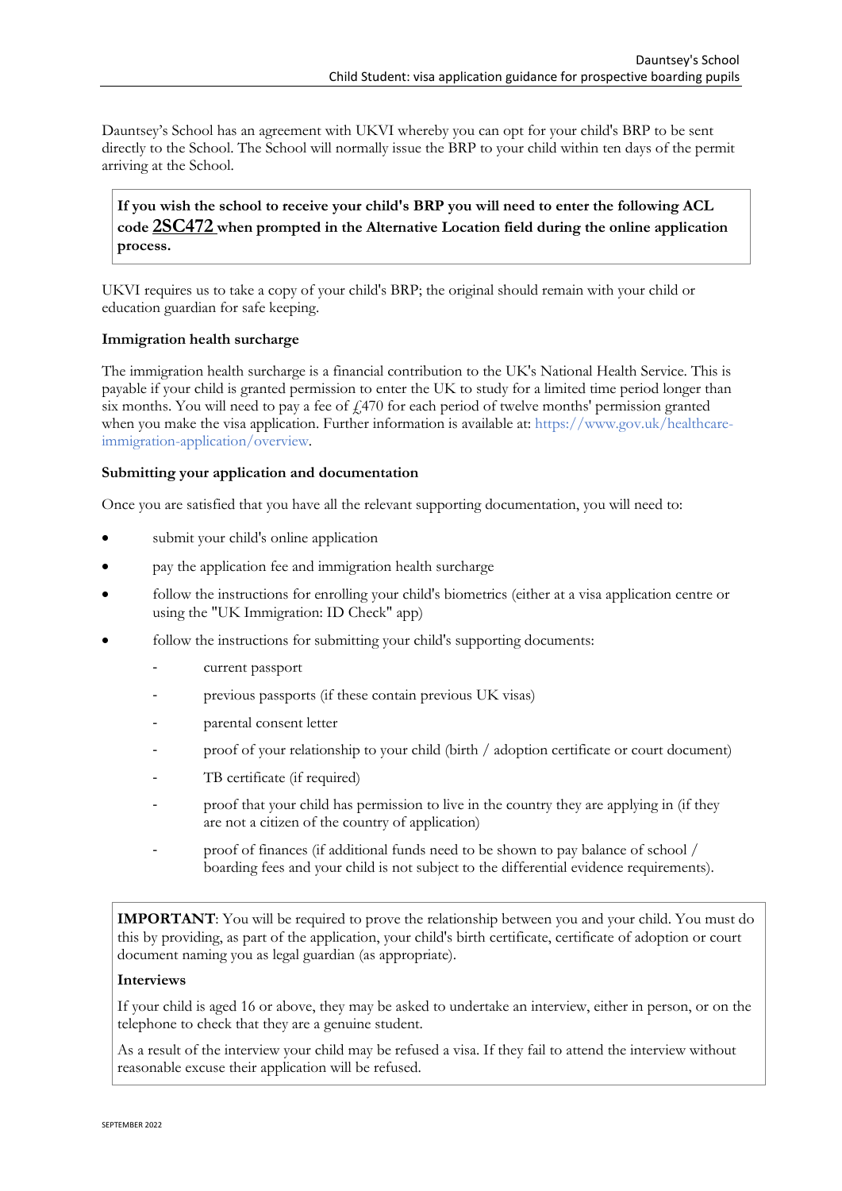Dauntsey's School has an agreement with UKVI whereby you can opt for your child's BRP to be sent directly to the School. The School will normally issue the BRP to your child within ten days of the permit arriving at the School.

> **If you wish the school to receive your child's BRP you will need to enter the following ACL code 2SC472 when prompted in the Alternative Location field during the online application process.**

UKVI requires us to take a copy of your child's BRP; the original should remain with your child or education guardian for safe keeping.

**Immigration health surcharge**

The immigration health surcharge is a financial contribution to the UK's National Health Service. This is payable if your child is granted permission to enter the UK to study for a limited time period longer than six months. You will need to pay a fee of £470 for each period of twelve months' permission granted when you make the visa application. Further information is available at: https://www.gov.uk/healthcare-immigration-application/overview.

**Submitting your application and documentation**

Once you are satisfied that you have all the relevant supporting documentation, you will need to:

- submit your child's online application
- pay the application fee and immigration health surcharge
- follow the instructions for enrolling your child's biometrics (either at a visa application centre or using the "UK Immigration: ID Check" app)
- follow the instructions for submitting your child's supporting documents:
  - current passport
  - previous passports (if these contain previous UK visas)
  - parental consent letter
  - proof of your relationship to your child (birth / adoption certificate or court document)
  - TB certificate (if required)
  - proof that your child has permission to live in the country they are applying in (if they are not a citizen of the country of application)
  - proof of finances (if additional funds need to be shown to pay balance of school / boarding fees and your child is not subject to the differential evidence requirements).

> **IMPORTANT**: You will be required to prove the relationship between you and your child. You must do this by providing, as part of the application, your child's birth certificate, certificate of adoption or court document naming you as legal guardian (as appropriate).
>
> **Interviews**
>
> If your child is aged 16 or above, they may be asked to undertake an interview, either in person, or on the telephone to check that they are a genuine student.
>
> As a result of the interview your child may be refused a visa. If they fail to attend the interview without reasonable excuse their application will be refused.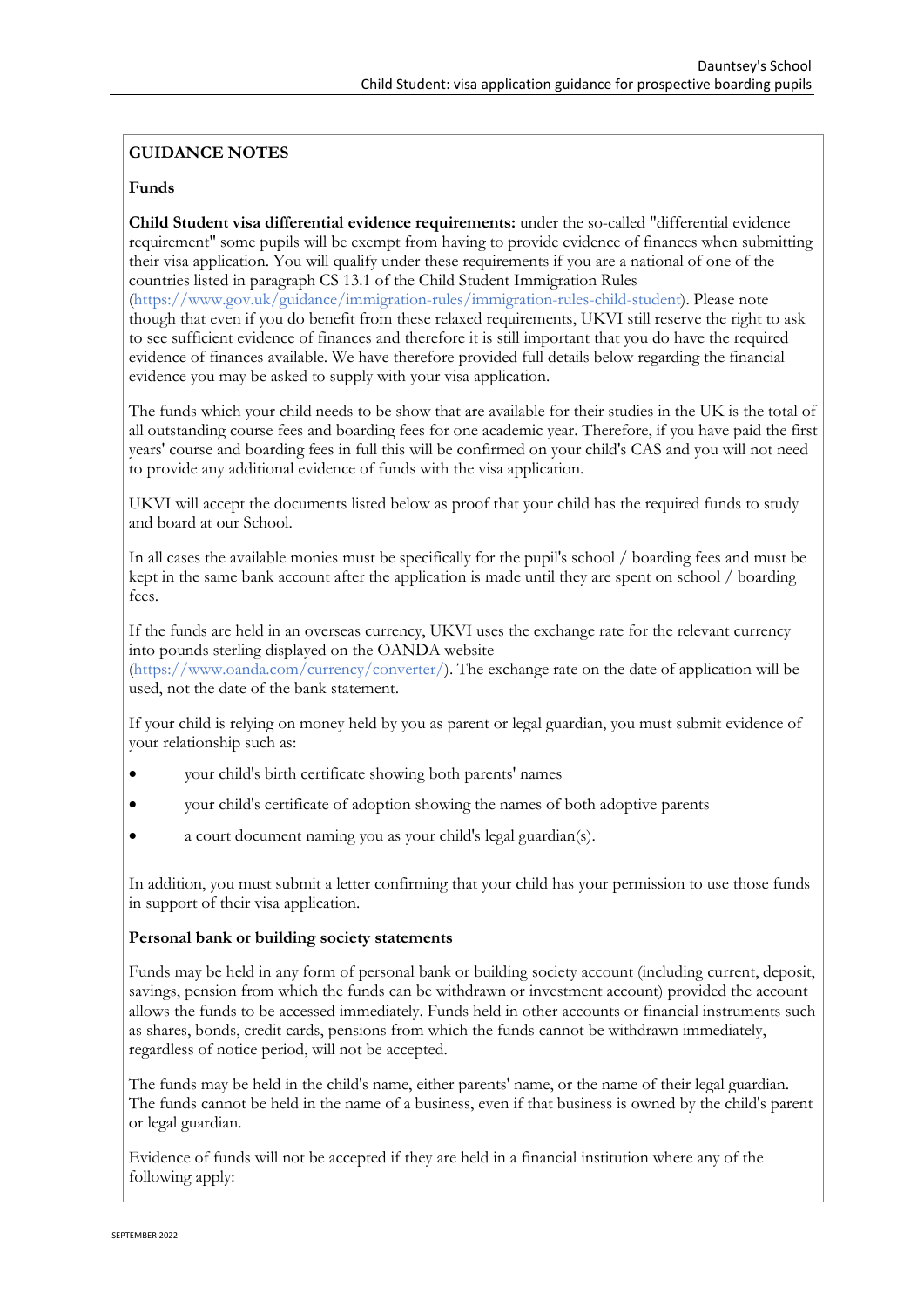## GUIDANCE NOTES

### Funds

**Child Student visa differential evidence requirements:** under the so-called "differential evidence requirement" some pupils will be exempt from having to provide evidence of finances when submitting their visa application. You will qualify under these requirements if you are a national of one of the countries listed in paragraph CS 13.1 of the Child Student Immigration Rules (https://www.gov.uk/guidance/immigration-rules/immigration-rules-child-student). Please note though that even if you do benefit from these relaxed requirements, UKVI still reserve the right to ask to see sufficient evidence of finances and therefore it is still important that you do have the required evidence of finances available. We have therefore provided full details below regarding the financial evidence you may be asked to supply with your visa application.

The funds which your child needs to be show that are available for their studies in the UK is the total of all outstanding course fees and boarding fees for one academic year. Therefore, if you have paid the first years' course and boarding fees in full this will be confirmed on your child's CAS and you will not need to provide any additional evidence of funds with the visa application.

UKVI will accept the documents listed below as proof that your child has the required funds to study and board at our School.

In all cases the available monies must be specifically for the pupil's school / boarding fees and must be kept in the same bank account after the application is made until they are spent on school / boarding fees.

If the funds are held in an overseas currency, UKVI uses the exchange rate for the relevant currency into pounds sterling displayed on the OANDA website (https://www.oanda.com/currency/converter/). The exchange rate on the date of application will be used, not the date of the bank statement.

If your child is relying on money held by you as parent or legal guardian, you must submit evidence of your relationship such as:

- your child's birth certificate showing both parents' names
- your child's certificate of adoption showing the names of both adoptive parents
- a court document naming you as your child's legal guardian(s).

In addition, you must submit a letter confirming that your child has your permission to use those funds in support of their visa application.

### Personal bank or building society statements

Funds may be held in any form of personal bank or building society account (including current, deposit, savings, pension from which the funds can be withdrawn or investment account) provided the account allows the funds to be accessed immediately. Funds held in other accounts or financial instruments such as shares, bonds, credit cards, pensions from which the funds cannot be withdrawn immediately, regardless of notice period, will not be accepted.

The funds may be held in the child's name, either parents' name, or the name of their legal guardian. The funds cannot be held in the name of a business, even if that business is owned by the child's parent or legal guardian.

Evidence of funds will not be accepted if they are held in a financial institution where any of the following apply: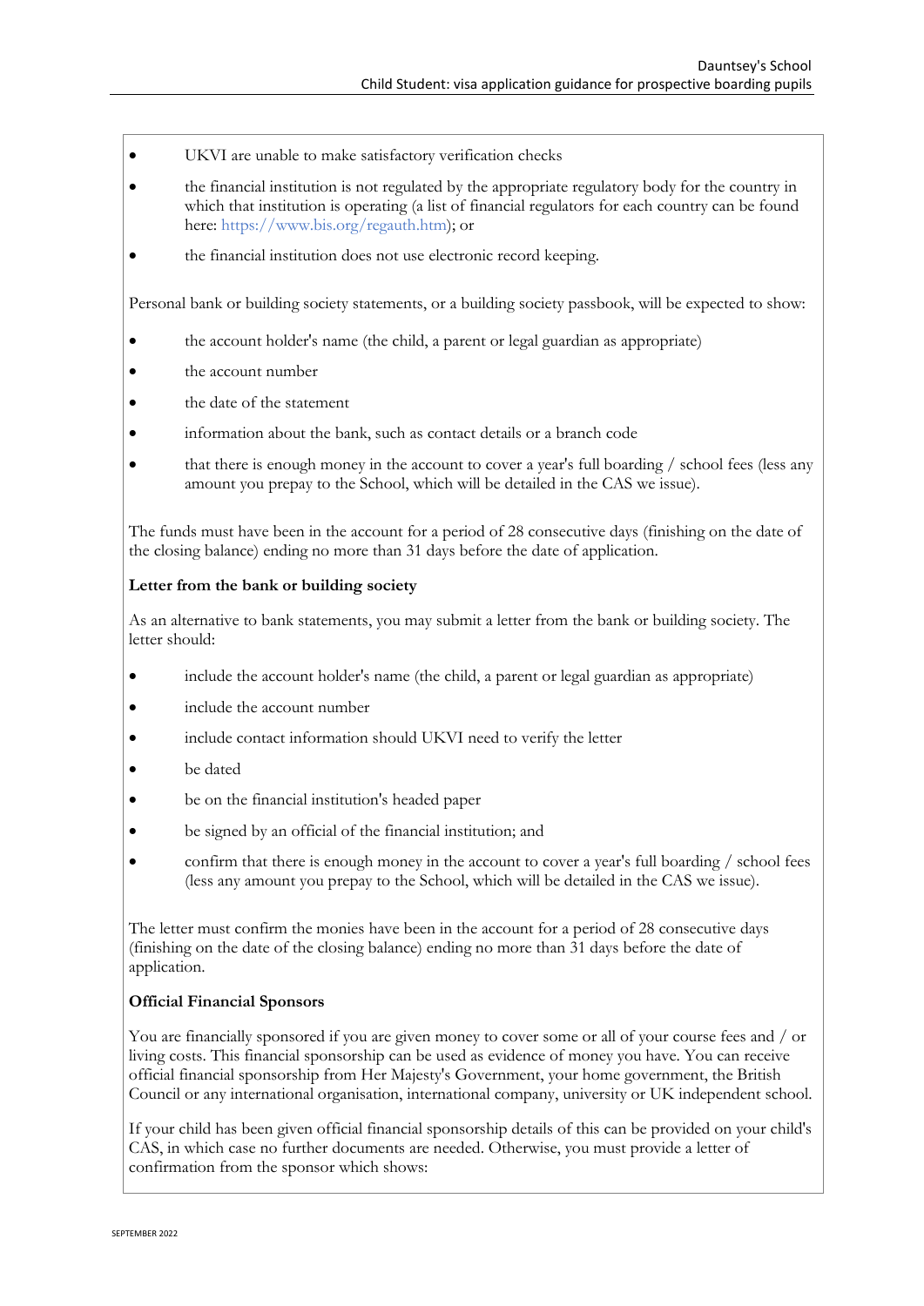- UKVI are unable to make satisfactory verification checks
- the financial institution is not regulated by the appropriate regulatory body for the country in which that institution is operating (a list of financial regulators for each country can be found here: https://www.bis.org/regauth.htm); or
- the financial institution does not use electronic record keeping.

Personal bank or building society statements, or a building society passbook, will be expected to show:

- the account holder's name (the child, a parent or legal guardian as appropriate)
- the account number
- the date of the statement
- information about the bank, such as contact details or a branch code
- that there is enough money in the account to cover a year's full boarding / school fees (less any amount you prepay to the School, which will be detailed in the CAS we issue).

The funds must have been in the account for a period of 28 consecutive days (finishing on the date of the closing balance) ending no more than 31 days before the date of application.

**Letter from the bank or building society**

As an alternative to bank statements, you may submit a letter from the bank or building society. The letter should:

- include the account holder's name (the child, a parent or legal guardian as appropriate)
- include the account number
- include contact information should UKVI need to verify the letter
- be dated
- be on the financial institution's headed paper
- be signed by an official of the financial institution; and
- confirm that there is enough money in the account to cover a year's full boarding / school fees (less any amount you prepay to the School, which will be detailed in the CAS we issue).

The letter must confirm the monies have been in the account for a period of 28 consecutive days (finishing on the date of the closing balance) ending no more than 31 days before the date of application.

**Official Financial Sponsors**

You are financially sponsored if you are given money to cover some or all of your course fees and / or living costs. This financial sponsorship can be used as evidence of money you have. You can receive official financial sponsorship from Her Majesty's Government, your home government, the British Council or any international organisation, international company, university or UK independent school.

If your child has been given official financial sponsorship details of this can be provided on your child's CAS, in which case no further documents are needed. Otherwise, you must provide a letter of confirmation from the sponsor which shows: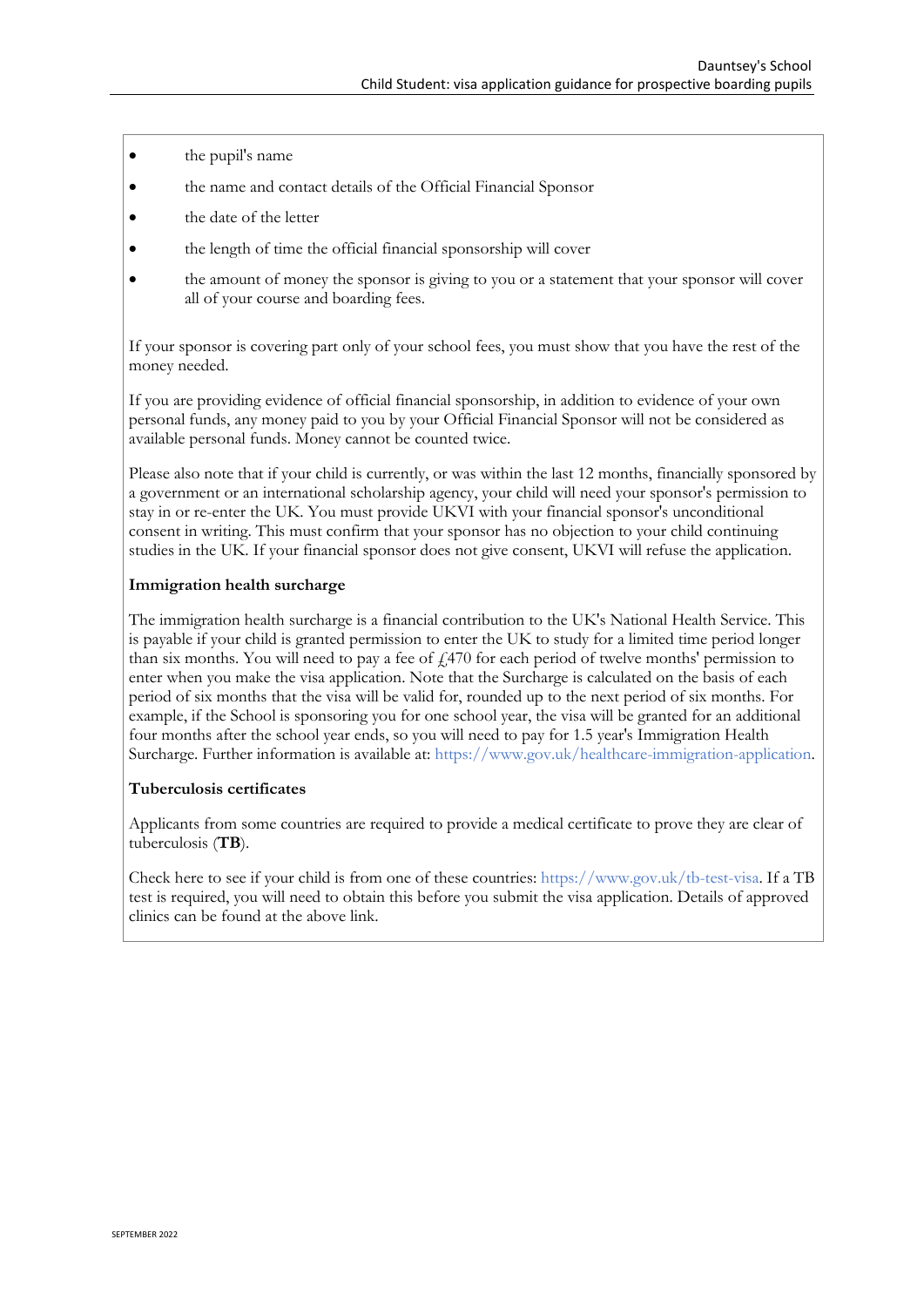- the pupil's name
- the name and contact details of the Official Financial Sponsor
- the date of the letter
- the length of time the official financial sponsorship will cover
- the amount of money the sponsor is giving to you or a statement that your sponsor will cover all of your course and boarding fees.

If your sponsor is covering part only of your school fees, you must show that you have the rest of the money needed.

If you are providing evidence of official financial sponsorship, in addition to evidence of your own personal funds, any money paid to you by your Official Financial Sponsor will not be considered as available personal funds. Money cannot be counted twice.

Please also note that if your child is currently, or was within the last 12 months, financially sponsored by a government or an international scholarship agency, your child will need your sponsor's permission to stay in or re-enter the UK. You must provide UKVI with your financial sponsor's unconditional consent in writing. This must confirm that your sponsor has no objection to your child continuing studies in the UK. If your financial sponsor does not give consent, UKVI will refuse the application.

**Immigration health surcharge**

The immigration health surcharge is a financial contribution to the UK's National Health Service. This is payable if your child is granted permission to enter the UK to study for a limited time period longer than six months. You will need to pay a fee of £470 for each period of twelve months' permission to enter when you make the visa application. Note that the Surcharge is calculated on the basis of each period of six months that the visa will be valid for, rounded up to the next period of six months. For example, if the School is sponsoring you for one school year, the visa will be granted for an additional four months after the school year ends, so you will need to pay for 1.5 year's Immigration Health Surcharge. Further information is available at: https://www.gov.uk/healthcare-immigration-application.

**Tuberculosis certificates**

Applicants from some countries are required to provide a medical certificate to prove they are clear of tuberculosis (**TB**).

Check here to see if your child is from one of these countries: https://www.gov.uk/tb-test-visa. If a TB test is required, you will need to obtain this before you submit the visa application. Details of approved clinics can be found at the above link.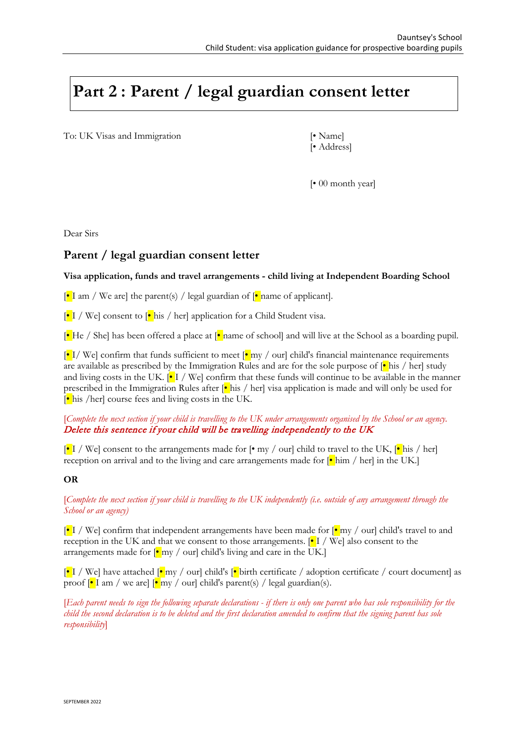# Part 2 : Parent / legal guardian consent letter

To: UK Visas and Immigration

[• Name]
[• Address]

[• 00 month year]

Dear Sirs

## Parent / legal guardian consent letter

**Visa application, funds and travel arrangements - child living at Independent Boarding School**

[• I am / We are] the parent(s) / legal guardian of [• name of applicant].

[• I / We] consent to [• his / her] application for a Child Student visa.

[• He / She] has been offered a place at [• name of school] and will live at the School as a boarding pupil.

[• I/ We] confirm that funds sufficient to meet [• my / our] child's financial maintenance requirements are available as prescribed by the Immigration Rules and are for the sole purpose of [• his / her] study and living costs in the UK. [• I / We] confirm that these funds will continue to be available in the manner prescribed in the Immigration Rules after [• his / her] visa application is made and will only be used for [• his /her] course fees and living costs in the UK.

[*Complete the next section if your child is travelling to the UK under arrangements organised by the School or an agency.* ***Delete this sentence if your child will be travelling independently to the UK***

[• I / We] consent to the arrangements made for [• my / our] child to travel to the UK, [• his / her] reception on arrival and to the living and care arrangements made for [• him / her] in the UK.]

**OR**

[*Complete the next section if your child is travelling to the UK independently (i.e. outside of any arrangement through the School or an agency)*

[• I / We] confirm that independent arrangements have been made for [• my / our] child's travel to and reception in the UK and that we consent to those arrangements. [• I / We] also consent to the arrangements made for [• my / our] child's living and care in the UK.]

[• I / We] have attached [• my / our] child's [• birth certificate / adoption certificate / court document] as proof [• I am / we are] [• my / our] child's parent(s) / legal guardian(s).

[*Each parent needs to sign the following separate declarations - if there is only one parent who has sole responsibility for the child the second declaration is to be deleted and the first declaration amended to confirm that the signing parent has sole responsibility*]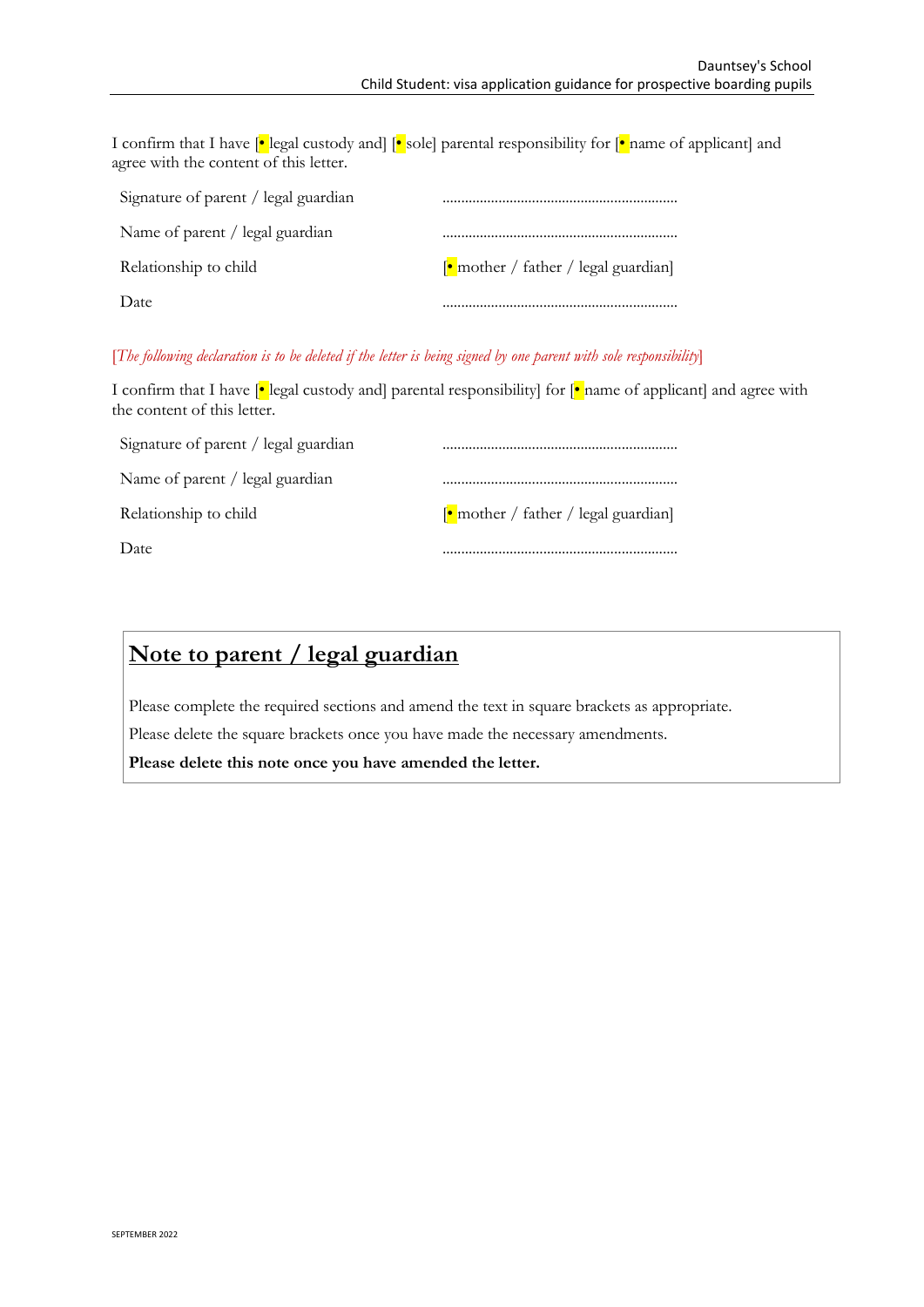I confirm that I have [• legal custody and] [• sole] parental responsibility for [• name of applicant] and agree with the content of this letter.

| | |
|---|---|
| Signature of parent / legal guardian | ............................................................... |
| Name of parent / legal guardian | ............................................................... |
| Relationship to child | [• mother / father / legal guardian] |
| Date | ............................................................... |

[*The following declaration is to be deleted if the letter is being signed by one parent with sole responsibility*]

I confirm that I have [• legal custody and] parental responsibility] for [• name of applicant] and agree with the content of this letter.

| | |
|---|---|
| Signature of parent / legal guardian | ............................................................... |
| Name of parent / legal guardian | ............................................................... |
| Relationship to child | [• mother / father / legal guardian] |
| Date | ............................................................... |

## Note to parent / legal guardian

Please complete the required sections and amend the text in square brackets as appropriate.

Please delete the square brackets once you have made the necessary amendments.

**Please delete this note once you have amended the letter.**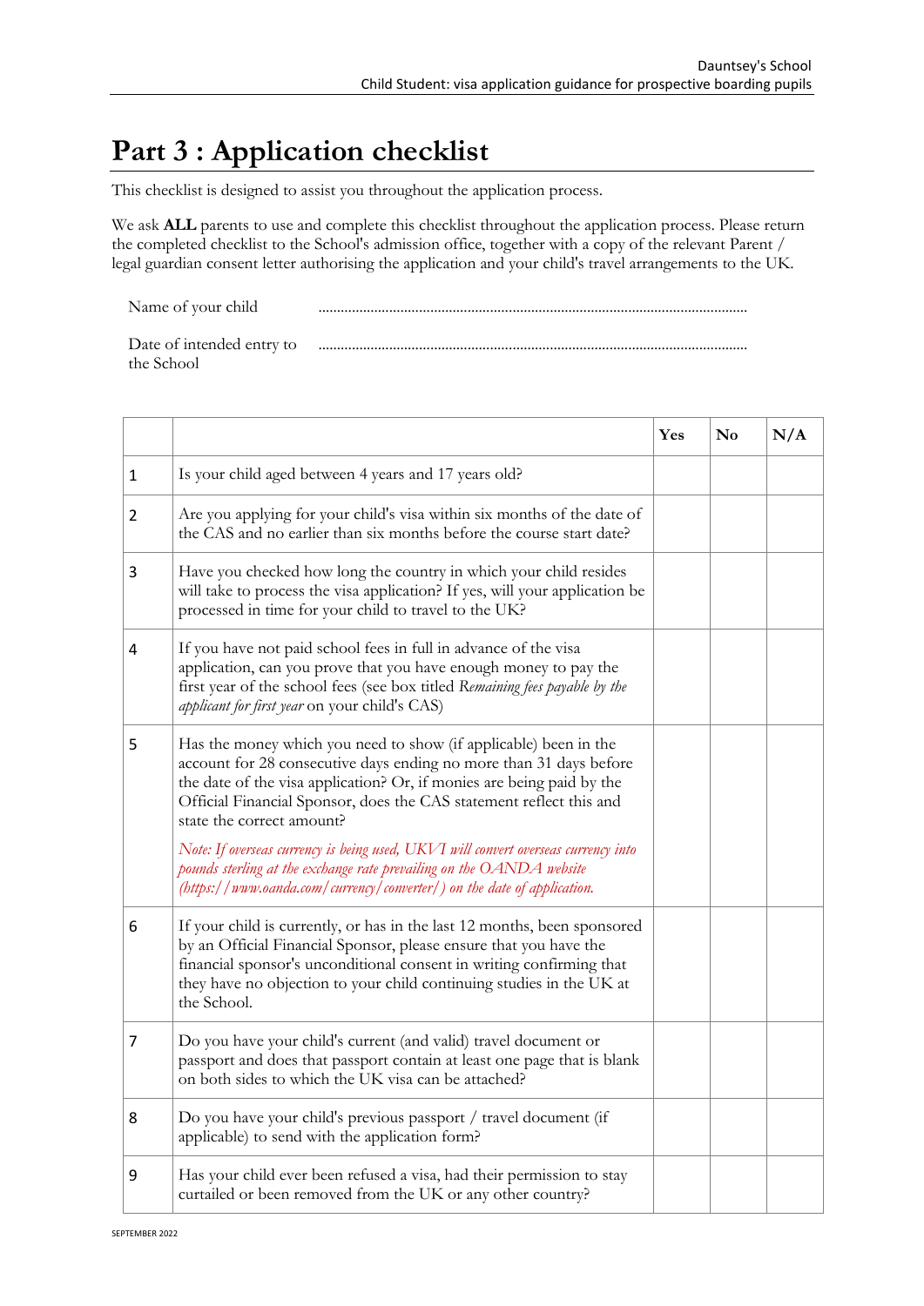# Part 3 : Application checklist

This checklist is designed to assist you throughout the application process.

We ask **ALL** parents to use and complete this checklist throughout the application process. Please return the completed checklist to the School's admission office, together with a copy of the relevant Parent / legal guardian consent letter authorising the application and your child's travel arrangements to the UK.

Name of your child ..................................................................................................................

Date of intended entry to the School ..................................................................................................................

| | | Yes | No | N/A |
|---|---|---|---|---|
| 1 | Is your child aged between 4 years and 17 years old? | | | |
| 2 | Are you applying for your child's visa within six months of the date of the CAS and no earlier than six months before the course start date? | | | |
| 3 | Have you checked how long the country in which your child resides will take to process the visa application? If yes, will your application be processed in time for your child to travel to the UK? | | | |
| 4 | If you have not paid school fees in full in advance of the visa application, can you prove that you have enough money to pay the first year of the school fees (see box titled *Remaining fees payable by the applicant for first year* on your child's CAS) | | | |
| 5 | Has the money which you need to show (if applicable) been in the account for 28 consecutive days ending no more than 31 days before the date of the visa application? Or, if monies are being paid by the Official Financial Sponsor, does the CAS statement reflect this and state the correct amount?<br><br>*Note: If overseas currency is being used, UKVI will convert overseas currency into pounds sterling at the exchange rate prevailing on the OANDA website (https://www.oanda.com/currency/converter/) on the date of application.* | | | |
| 6 | If your child is currently, or has in the last 12 months, been sponsored by an Official Financial Sponsor, please ensure that you have the financial sponsor's unconditional consent in writing confirming that they have no objection to your child continuing studies in the UK at the School. | | | |
| 7 | Do you have your child's current (and valid) travel document or passport and does that passport contain at least one page that is blank on both sides to which the UK visa can be attached? | | | |
| 8 | Do you have your child's previous passport / travel document (if applicable) to send with the application form? | | | |
| 9 | Has your child ever been refused a visa, had their permission to stay curtailed or been removed from the UK or any other country? | | | |

SEPTEMBER 2022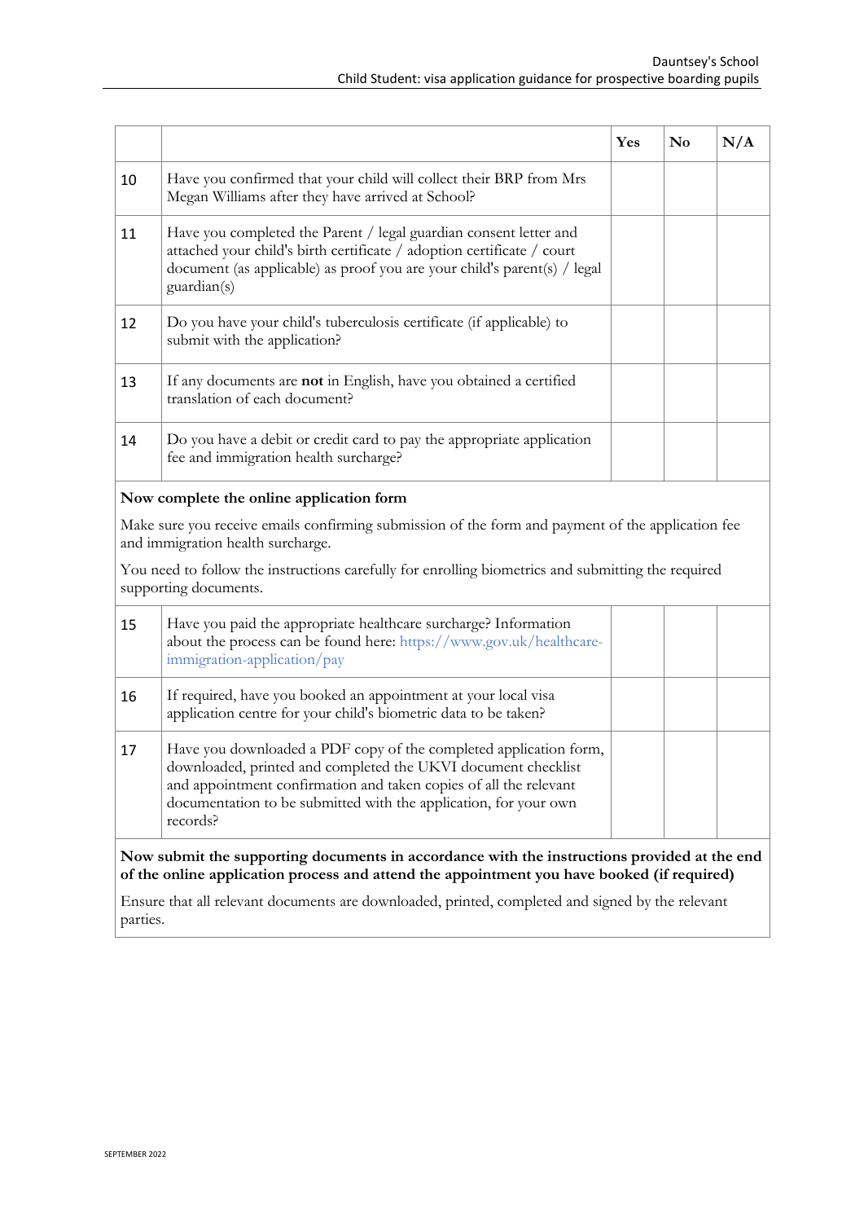| | | Yes | No | N/A |
|---|---|---|---|---|
| 10 | Have you confirmed that your child will collect their BRP from Mrs Megan Williams after they have arrived at School? | | | |
| 11 | Have you completed the Parent / legal guardian consent letter and attached your child's birth certificate / adoption certificate / court document (as applicable) as proof you are your child's parent(s) / legal guardian(s) | | | |
| 12 | Do you have your child's tuberculosis certificate (if applicable) to submit with the application? | | | |
| 13 | If any documents are **not** in English, have you obtained a certified translation of each document? | | | |
| 14 | Do you have a debit or credit card to pay the appropriate application fee and immigration health surcharge? | | | |

**Now complete the online application form**

Make sure you receive emails confirming submission of the form and payment of the application fee and immigration health surcharge.

You need to follow the instructions carefully for enrolling biometrics and submitting the required supporting documents.

| | | Yes | No | N/A |
|---|---|---|---|---|
| 15 | Have you paid the appropriate healthcare surcharge? Information about the process can be found here: https://www.gov.uk/healthcare-immigration-application/pay | | | |
| 16 | If required, have you booked an appointment at your local visa application centre for your child's biometric data to be taken? | | | |
| 17 | Have you downloaded a PDF copy of the completed application form, downloaded, printed and completed the UKVI document checklist and appointment confirmation and taken copies of all the relevant documentation to be submitted with the application, for your own records? | | | |

**Now submit the supporting documents in accordance with the instructions provided at the end of the online application process and attend the appointment you have booked (if required)**

Ensure that all relevant documents are downloaded, printed, completed and signed by the relevant parties.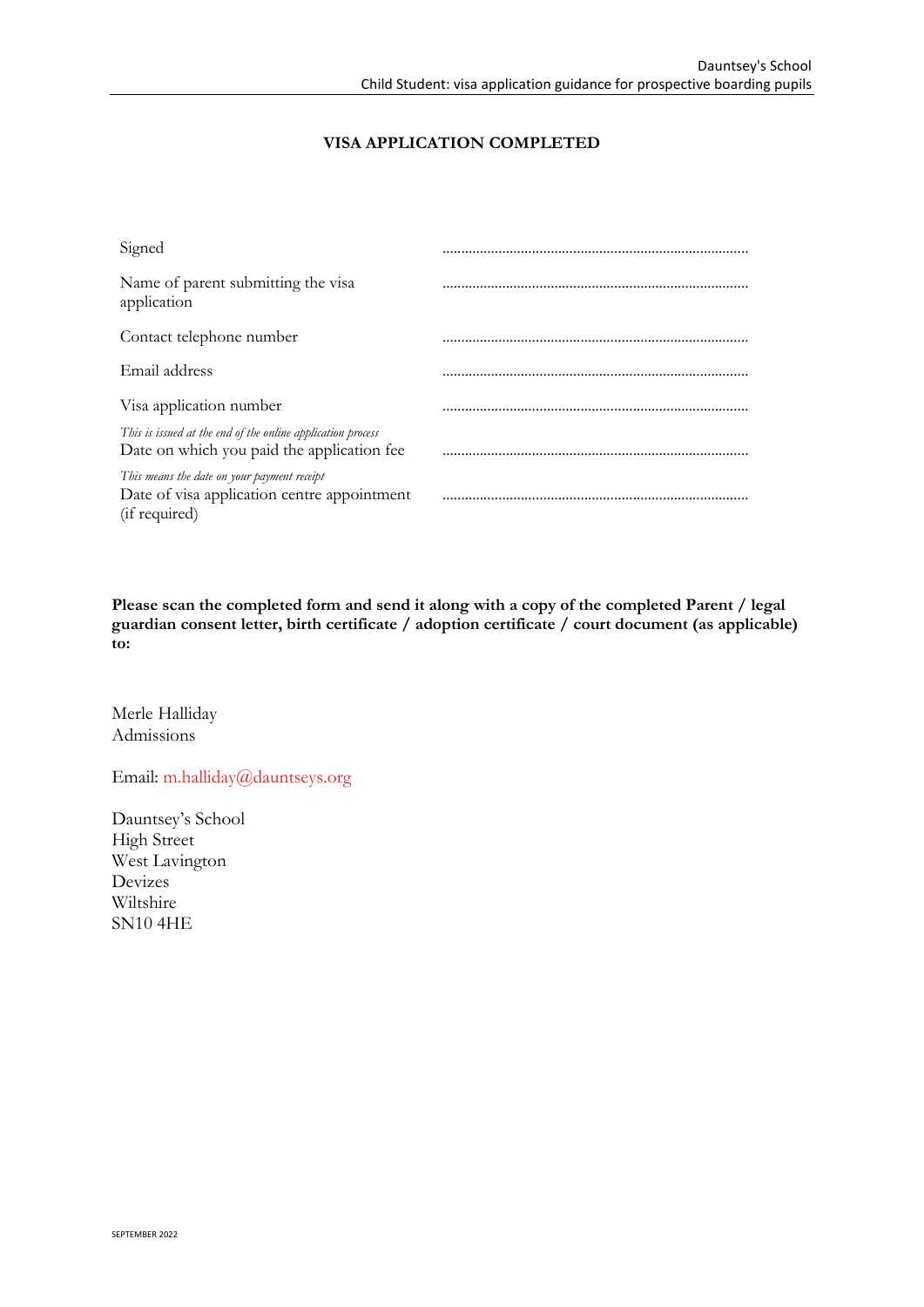## VISA APPLICATION COMPLETED

| | |
|---|---|
| Signed | ................................................................................. |
| Name of parent submitting the visa application | ................................................................................. |
| Contact telephone number | ................................................................................. |
| Email address | ................................................................................. |
| Visa application number<br>*This is issued at the end of the online application process* | ................................................................................. |
| Date on which you paid the application fee<br>*This means the date on your payment receipt* | ................................................................................. |
| Date of visa application centre appointment (if required) | ................................................................................. |

**Please scan the completed form and send it along with a copy of the completed Parent / legal guardian consent letter, birth certificate / adoption certificate / court document (as applicable) to:**

Merle Halliday
Admissions

Email: m.halliday@dauntseys.org

Dauntsey's School
High Street
West Lavington
Devizes
Wiltshire
SN10 4HE

SEPTEMBER 2022